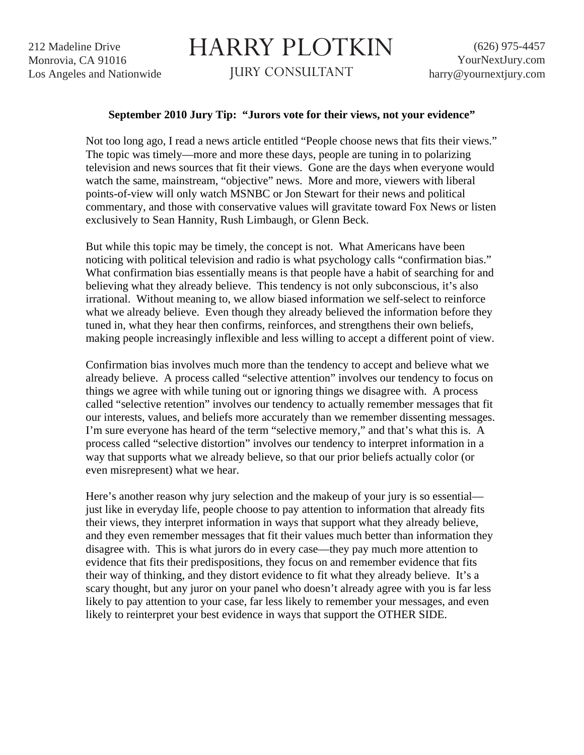212 Madeline Drive
Monrovia, CA 91016
Los Angeles and Nationwide

# HARRY PLOTKIN

JURY CONSULTANT

(626) 975-4457
YourNextJury.com
harry@yournextjury.com

**September 2010 Jury Tip: "Jurors vote for their views, not your evidence"**

Not too long ago, I read a news article entitled "People choose news that fits their views." The topic was timely—more and more these days, people are tuning in to polarizing television and news sources that fit their views. Gone are the days when everyone would watch the same, mainstream, "objective" news. More and more, viewers with liberal points-of-view will only watch MSNBC or Jon Stewart for their news and political commentary, and those with conservative values will gravitate toward Fox News or listen exclusively to Sean Hannity, Rush Limbaugh, or Glenn Beck.

But while this topic may be timely, the concept is not. What Americans have been noticing with political television and radio is what psychology calls "confirmation bias." What confirmation bias essentially means is that people have a habit of searching for and believing what they already believe. This tendency is not only subconscious, it's also irrational. Without meaning to, we allow biased information we self-select to reinforce what we already believe. Even though they already believed the information before they tuned in, what they hear then confirms, reinforces, and strengthens their own beliefs, making people increasingly inflexible and less willing to accept a different point of view.

Confirmation bias involves much more than the tendency to accept and believe what we already believe. A process called "selective attention" involves our tendency to focus on things we agree with while tuning out or ignoring things we disagree with. A process called "selective retention" involves our tendency to actually remember messages that fit our interests, values, and beliefs more accurately than we remember dissenting messages. I'm sure everyone has heard of the term "selective memory," and that's what this is. A process called "selective distortion" involves our tendency to interpret information in a way that supports what we already believe, so that our prior beliefs actually color (or even misrepresent) what we hear.

Here's another reason why jury selection and the makeup of your jury is so essential—just like in everyday life, people choose to pay attention to information that already fits their views, they interpret information in ways that support what they already believe, and they even remember messages that fit their values much better than information they disagree with. This is what jurors do in every case—they pay much more attention to evidence that fits their predispositions, they focus on and remember evidence that fits their way of thinking, and they distort evidence to fit what they already believe. It's a scary thought, but any juror on your panel who doesn't already agree with you is far less likely to pay attention to your case, far less likely to remember your messages, and even likely to reinterpret your best evidence in ways that support the OTHER SIDE.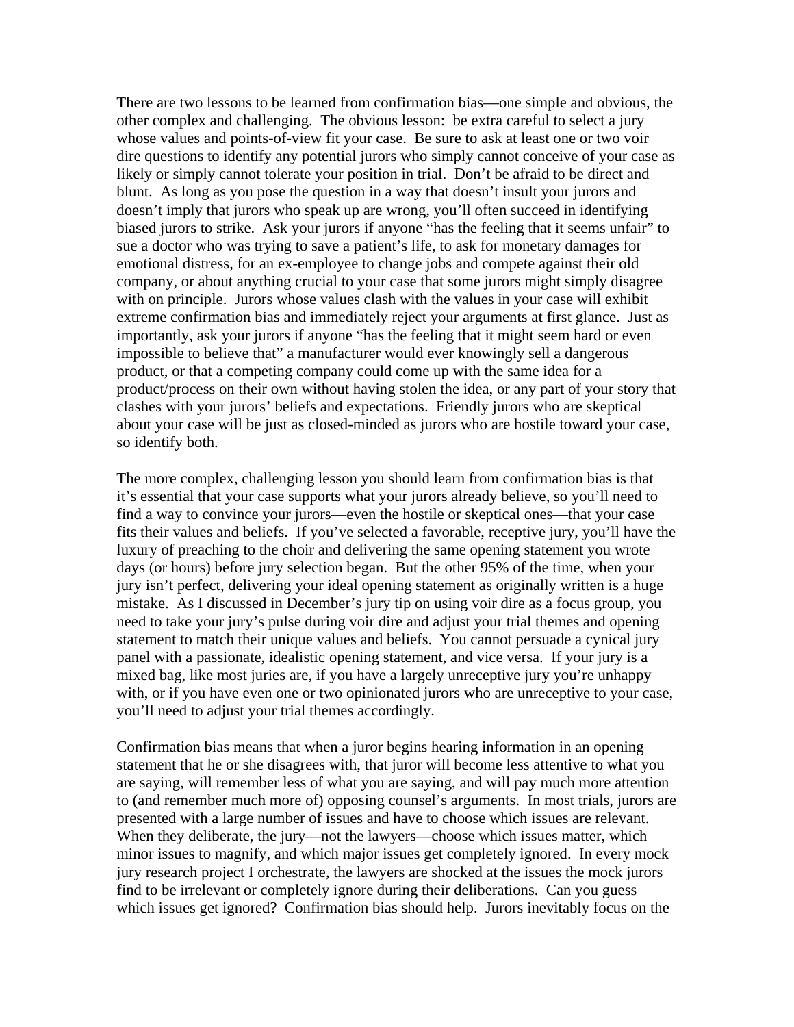There are two lessons to be learned from confirmation bias—one simple and obvious, the other complex and challenging. The obvious lesson: be extra careful to select a jury whose values and points-of-view fit your case. Be sure to ask at least one or two voir dire questions to identify any potential jurors who simply cannot conceive of your case as likely or simply cannot tolerate your position in trial. Don't be afraid to be direct and blunt. As long as you pose the question in a way that doesn't insult your jurors and doesn't imply that jurors who speak up are wrong, you'll often succeed in identifying biased jurors to strike. Ask your jurors if anyone "has the feeling that it seems unfair" to sue a doctor who was trying to save a patient's life, to ask for monetary damages for emotional distress, for an ex-employee to change jobs and compete against their old company, or about anything crucial to your case that some jurors might simply disagree with on principle. Jurors whose values clash with the values in your case will exhibit extreme confirmation bias and immediately reject your arguments at first glance. Just as importantly, ask your jurors if anyone "has the feeling that it might seem hard or even impossible to believe that" a manufacturer would ever knowingly sell a dangerous product, or that a competing company could come up with the same idea for a product/process on their own without having stolen the idea, or any part of your story that clashes with your jurors' beliefs and expectations. Friendly jurors who are skeptical about your case will be just as closed-minded as jurors who are hostile toward your case, so identify both.

The more complex, challenging lesson you should learn from confirmation bias is that it's essential that your case supports what your jurors already believe, so you'll need to find a way to convince your jurors—even the hostile or skeptical ones—that your case fits their values and beliefs. If you've selected a favorable, receptive jury, you'll have the luxury of preaching to the choir and delivering the same opening statement you wrote days (or hours) before jury selection began. But the other 95% of the time, when your jury isn't perfect, delivering your ideal opening statement as originally written is a huge mistake. As I discussed in December's jury tip on using voir dire as a focus group, you need to take your jury's pulse during voir dire and adjust your trial themes and opening statement to match their unique values and beliefs. You cannot persuade a cynical jury panel with a passionate, idealistic opening statement, and vice versa. If your jury is a mixed bag, like most juries are, if you have a largely unreceptive jury you're unhappy with, or if you have even one or two opinionated jurors who are unreceptive to your case, you'll need to adjust your trial themes accordingly.

Confirmation bias means that when a juror begins hearing information in an opening statement that he or she disagrees with, that juror will become less attentive to what you are saying, will remember less of what you are saying, and will pay much more attention to (and remember much more of) opposing counsel's arguments. In most trials, jurors are presented with a large number of issues and have to choose which issues are relevant. When they deliberate, the jury—not the lawyers—choose which issues matter, which minor issues to magnify, and which major issues get completely ignored. In every mock jury research project I orchestrate, the lawyers are shocked at the issues the mock jurors find to be irrelevant or completely ignore during their deliberations. Can you guess which issues get ignored? Confirmation bias should help. Jurors inevitably focus on the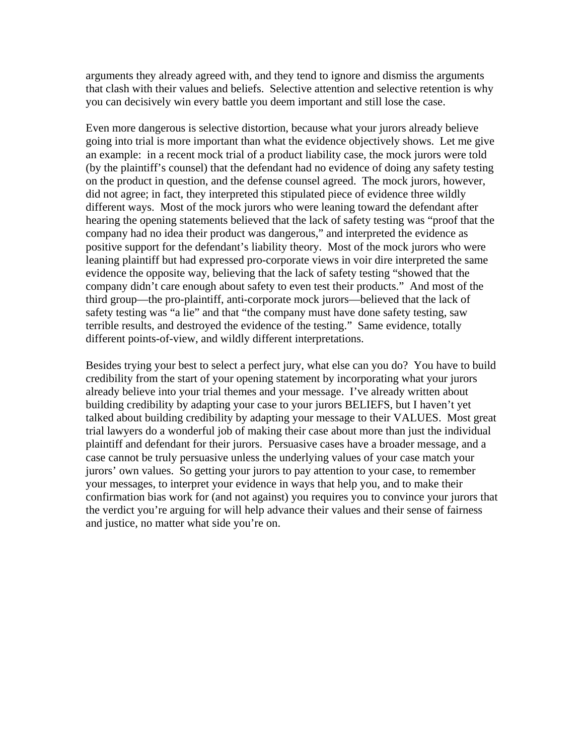arguments they already agreed with, and they tend to ignore and dismiss the arguments that clash with their values and beliefs. Selective attention and selective retention is why you can decisively win every battle you deem important and still lose the case.

Even more dangerous is selective distortion, because what your jurors already believe going into trial is more important than what the evidence objectively shows. Let me give an example: in a recent mock trial of a product liability case, the mock jurors were told (by the plaintiff's counsel) that the defendant had no evidence of doing any safety testing on the product in question, and the defense counsel agreed. The mock jurors, however, did not agree; in fact, they interpreted this stipulated piece of evidence three wildly different ways. Most of the mock jurors who were leaning toward the defendant after hearing the opening statements believed that the lack of safety testing was "proof that the company had no idea their product was dangerous," and interpreted the evidence as positive support for the defendant's liability theory. Most of the mock jurors who were leaning plaintiff but had expressed pro-corporate views in voir dire interpreted the same evidence the opposite way, believing that the lack of safety testing "showed that the company didn't care enough about safety to even test their products." And most of the third group—the pro-plaintiff, anti-corporate mock jurors—believed that the lack of safety testing was "a lie" and that "the company must have done safety testing, saw terrible results, and destroyed the evidence of the testing." Same evidence, totally different points-of-view, and wildly different interpretations.

Besides trying your best to select a perfect jury, what else can you do? You have to build credibility from the start of your opening statement by incorporating what your jurors already believe into your trial themes and your message. I've already written about building credibility by adapting your case to your jurors BELIEFS, but I haven't yet talked about building credibility by adapting your message to their VALUES. Most great trial lawyers do a wonderful job of making their case about more than just the individual plaintiff and defendant for their jurors. Persuasive cases have a broader message, and a case cannot be truly persuasive unless the underlying values of your case match your jurors' own values. So getting your jurors to pay attention to your case, to remember your messages, to interpret your evidence in ways that help you, and to make their confirmation bias work for (and not against) you requires you to convince your jurors that the verdict you're arguing for will help advance their values and their sense of fairness and justice, no matter what side you're on.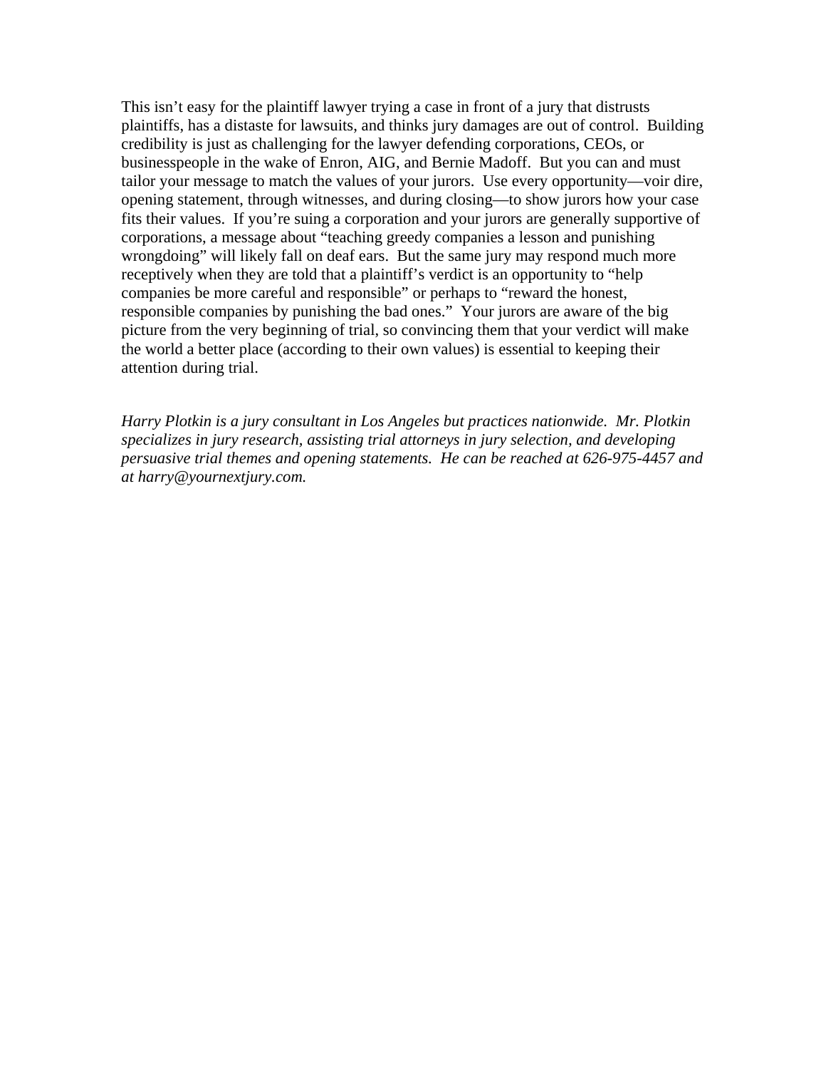This isn't easy for the plaintiff lawyer trying a case in front of a jury that distrusts plaintiffs, has a distaste for lawsuits, and thinks jury damages are out of control. Building credibility is just as challenging for the lawyer defending corporations, CEOs, or businesspeople in the wake of Enron, AIG, and Bernie Madoff. But you can and must tailor your message to match the values of your jurors. Use every opportunity—voir dire, opening statement, through witnesses, and during closing—to show jurors how your case fits their values. If you're suing a corporation and your jurors are generally supportive of corporations, a message about "teaching greedy companies a lesson and punishing wrongdoing" will likely fall on deaf ears. But the same jury may respond much more receptively when they are told that a plaintiff's verdict is an opportunity to "help companies be more careful and responsible" or perhaps to "reward the honest, responsible companies by punishing the bad ones." Your jurors are aware of the big picture from the very beginning of trial, so convincing them that your verdict will make the world a better place (according to their own values) is essential to keeping their attention during trial.

*Harry Plotkin is a jury consultant in Los Angeles but practices nationwide. Mr. Plotkin specializes in jury research, assisting trial attorneys in jury selection, and developing persuasive trial themes and opening statements. He can be reached at 626-975-4457 and at harry@yournextjury.com.*